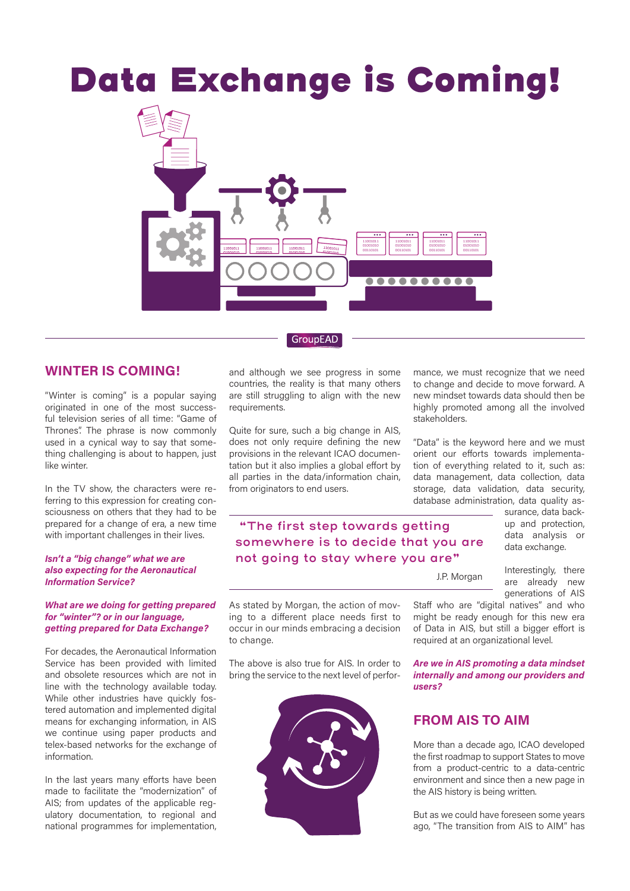# Data Exchange is Coming!

GroupEAD

## WINTER IS COMING!

"Winter is coming" is a popular saying originated in one of the most successful television series of all time: "Game of Thrones". The phrase is now commonly used in a cynical way to say that something challenging is about to happen, just like winter.

In the TV show, the characters were referring to this expression for creating consciousness on others that they had to be prepared for a change of era, a new time with important challenges in their lives.

***Isn't a "big change" what we are also expecting for the Aeronautical Information Service?***

***What are we doing for getting prepared for "winter"? or in our language, getting prepared for Data Exchange?***

For decades, the Aeronautical Information Service has been provided with limited and obsolete resources which are not in line with the technology available today. While other industries have quickly fostered automation and implemented digital means for exchanging information, in AIS we continue using paper products and telex-based networks for the exchange of information.

In the last years many efforts have been made to facilitate the "modernization" of AIS; from updates of the applicable regulatory documentation, to regional and national programmes for implementation, and although we see progress in some countries, the reality is that many others are still struggling to align with the new requirements.

Quite for sure, such a big change in AIS, does not only require defining the new provisions in the relevant ICAO documentation but it also implies a global effort by all parties in the data/information chain, from originators to end users.

> **"The first step towards getting somewhere is to decide that you are not going to stay where you are"**
>
> J.P. Morgan

As stated by Morgan, the action of moving to a different place needs first to occur in our minds embracing a decision to change.

The above is also true for AIS. In order to bring the service to the next level of performance, we must recognize that we need to change and decide to move forward. A new mindset towards data should then be highly promoted among all the involved stakeholders.

"Data" is the keyword here and we must orient our efforts towards implementation of everything related to it, such as: data management, data collection, data storage, data validation, data security, database administration, data quality assurance, data backup and protection, data analysis or data exchange.

Interestingly, there are already new generations of AIS Staff who are "digital natives" and who might be ready enough for this new era of Data in AIS, but still a bigger effort is required at an organizational level.

***Are we in AIS promoting a data mindset internally and among our providers and users?***

## FROM AIS TO AIM

More than a decade ago, ICAO developed the first roadmap to support States to move from a product-centric to a data-centric environment and since then a new page in the AIS history is being written.

But as we could have foreseen some years ago, "The transition from AIS to AIM" has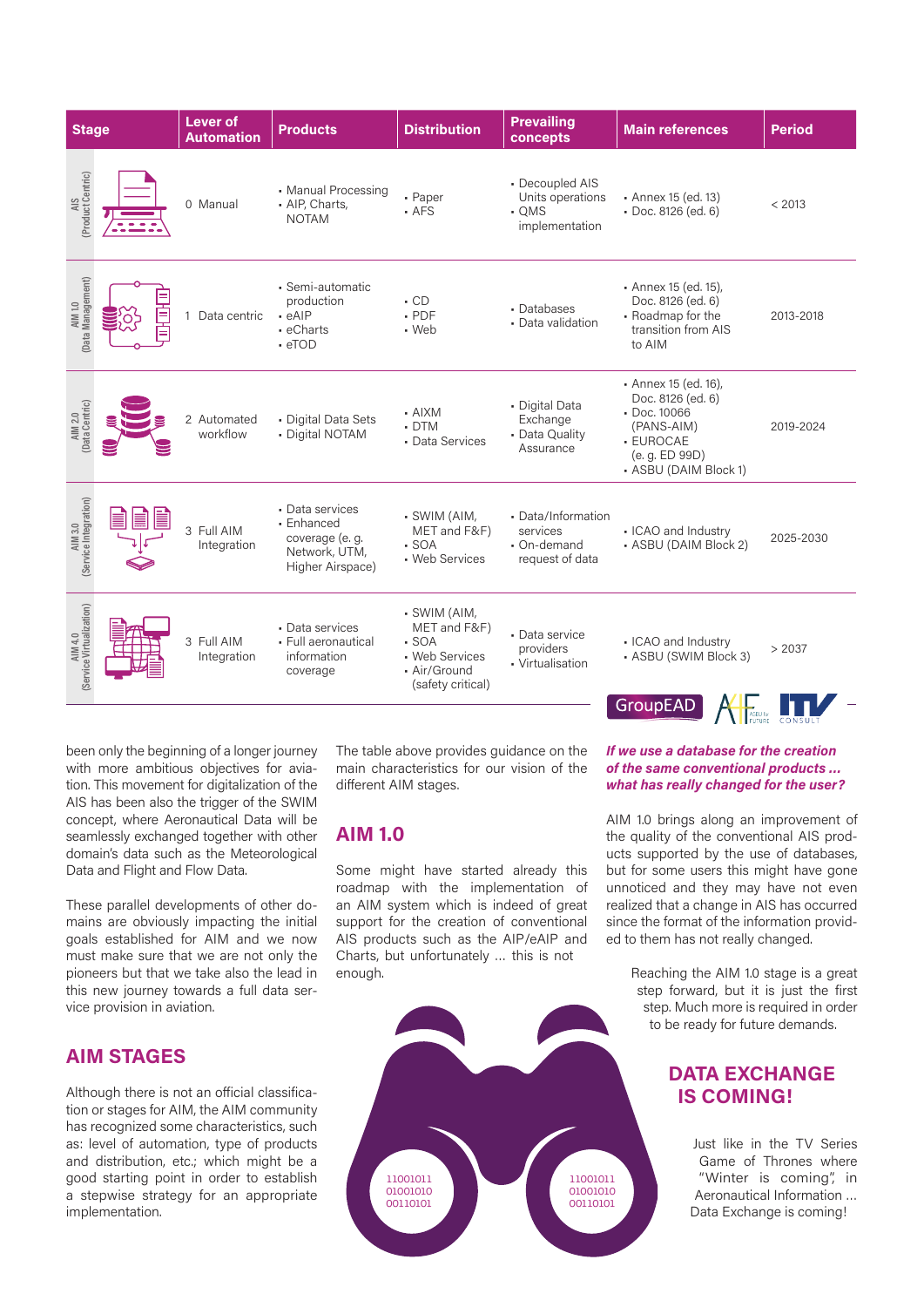| Stage | Lever of Automation | Products | Distribution | Prevailing concepts | Main references | Period |
|---|---|---|---|---|---|---|
| AIS (Product Centric) | 0 Manual | • Manual Processing<br>• AIP, Charts, NOTAM | • Paper<br>• AFS | • Decoupled AIS Units operations<br>• QMS implementation | • Annex 15 (ed. 13)<br>• Doc. 8126 (ed. 6) | < 2013 |
| AIM 1.0 (Data Management) | 1 Data centric | • Semi-automatic production<br>• eAIP<br>• eCharts<br>• eTOD | • CD<br>• PDF<br>• Web | • Databases<br>• Data validation | • Annex 15 (ed. 15), Doc. 8126 (ed. 6)<br>• Roadmap for the transition from AIS to AIM | 2013-2018 |
| AIM 2.0 (Data Centric) | 2 Automated workflow | • Digital Data Sets<br>• Digital NOTAM | • AIXM<br>• DTM<br>• Data Services | • Digital Data Exchange<br>• Data Quality Assurance | • Annex 15 (ed. 16), Doc. 8126 (ed. 6)<br>• Doc. 10066 (PANS-AIM)<br>• EUROCAE (e. g. ED 99D)<br>• ASBU (DAIM Block 1) | 2019-2024 |
| AIM 3.0 (Service Integration) | 3 Full AIM Integration | • Data services<br>• Enhanced coverage (e. g. Network, UTM, Higher Airspace) | • SWIM (AIM, MET and F&F)<br>• SOA<br>• Web Services | • Data/Information services<br>• On-demand request of data | • ICAO and Industry<br>• ASBU (DAIM Block 2) | 2025-2030 |
| AIM 4.0 (Service Virtualization) | 3 Full AIM Integration | • Data services<br>• Full aeronautical information coverage | • SWIM (AIM, MET and F&F)<br>• SOA<br>• Web Services<br>• Air/Ground (safety critical) | • Data service providers<br>• Virtualisation | • ICAO and Industry<br>• ASBU (SWIM Block 3) | > 2037 |

been only the beginning of a longer journey with more ambitious objectives for aviation. This movement for digitalization of the AIS has been also the trigger of the SWIM concept, where Aeronautical Data will be seamlessly exchanged together with other domain's data such as the Meteorological Data and Flight and Flow Data.

These parallel developments of other domains are obviously impacting the initial goals established for AIM and we now must make sure that we are not only the pioneers but that we take also the lead in this new journey towards a full data service provision in aviation.

## AIM STAGES

Although there is not an official classification or stages for AIM, the AIM community has recognized some characteristics, such as: level of automation, type of products and distribution, etc.; which might be a good starting point in order to establish a stepwise strategy for an appropriate implementation.

The table above provides guidance on the main characteristics for our vision of the different AIM stages.

## AIM 1.0

Some might have started already this roadmap with the implementation of an AIM system which is indeed of great support for the creation of conventional AIS products such as the AIP/eAIP and Charts, but unfortunately ... this is not enough.

***If we use a database for the creation of the same conventional products ... what has really changed for the user?***

AIM 1.0 brings along an improvement of the quality of the conventional AIS products supported by the use of databases, but for some users this might have gone unnoticed and they may have not even realized that a change in AIS has occurred since the format of the information provided to them has not really changed.

Reaching the AIM 1.0 stage is a great step forward, but it is just the first step. Much more is required in order to be ready for future demands.

## DATA EXCHANGE IS COMING!

Just like in the TV Series Game of Thrones where "Winter is coming", in Aeronautical Information ... Data Exchange is coming!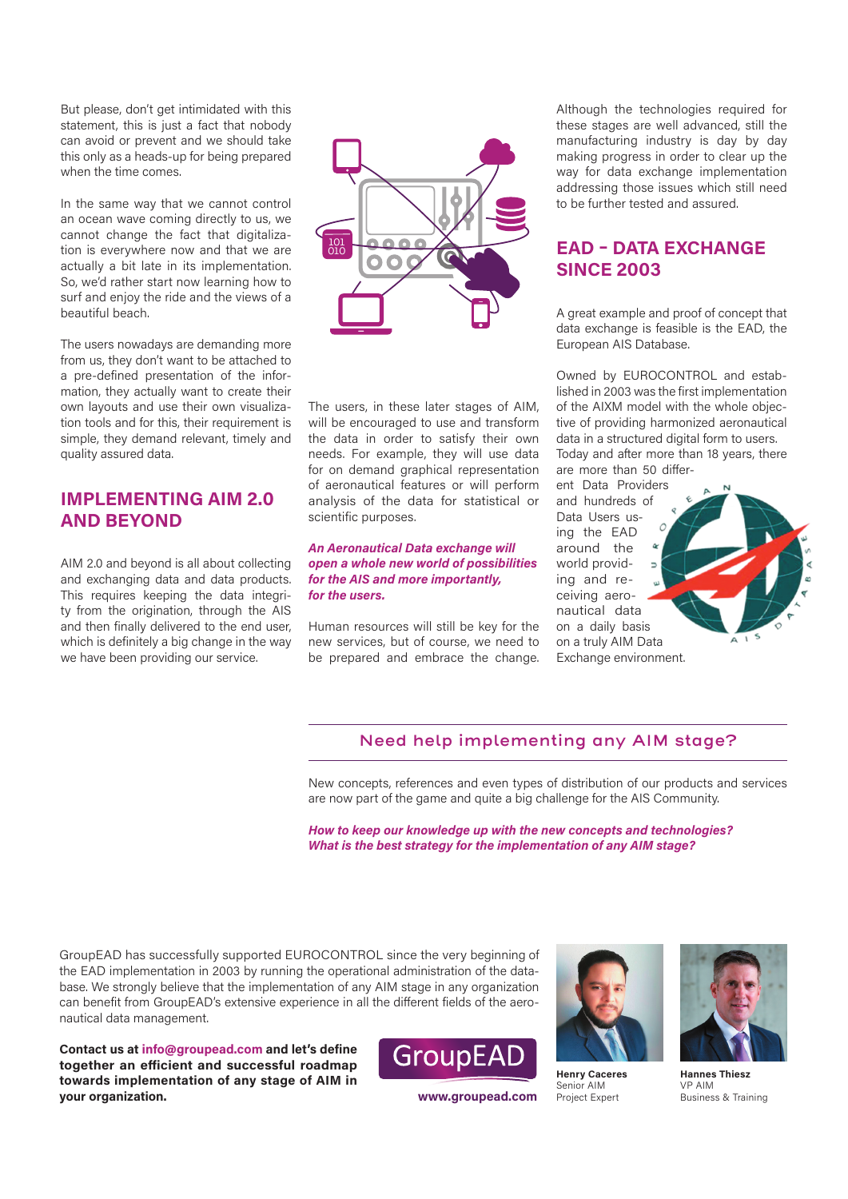But please, don't get intimidated with this statement, this is just a fact that nobody can avoid or prevent and we should take this only as a heads-up for being prepared when the time comes.

In the same way that we cannot control an ocean wave coming directly to us, we cannot change the fact that digitalization is everywhere now and that we are actually a bit late in its implementation. So, we'd rather start now learning how to surf and enjoy the ride and the views of a beautiful beach.

The users nowadays are demanding more from us, they don't want to be attached to a pre-defined presentation of the information, they actually want to create their own layouts and use their own visualization tools and for this, their requirement is simple, they demand relevant, timely and quality assured data.

## IMPLEMENTING AIM 2.0 AND BEYOND

AIM 2.0 and beyond is all about collecting and exchanging data and data products. This requires keeping the data integrity from the origination, through the AIS and then finally delivered to the end user, which is definitely a big change in the way we have been providing our service.

The users, in these later stages of AIM, will be encouraged to use and transform the data in order to satisfy their own needs. For example, they will use data for on demand graphical representation of aeronautical features or will perform analysis of the data for statistical or scientific purposes.

***An Aeronautical Data exchange will open a whole new world of possibilities for the AIS and more importantly, for the users.***

Human resources will still be key for the new services, but of course, we need to be prepared and embrace the change.

Although the technologies required for these stages are well advanced, still the manufacturing industry is day by day making progress in order to clear up the way for data exchange implementation addressing those issues which still need to be further tested and assured.

## EAD - DATA EXCHANGE SINCE 2003

A great example and proof of concept that data exchange is feasible is the EAD, the European AIS Database.

Owned by EUROCONTROL and established in 2003 was the first implementation of the AIXM model with the whole objective of providing harmonized aeronautical data in a structured digital form to users. Today and after more than 18 years, there are more than 50 different Data Providers and hundreds of Data Users using the EAD around the world providing and receiving aeronautical data on a daily basis on a truly AIM Data Exchange environment.

### Need help implementing any AIM stage?

New concepts, references and even types of distribution of our products and services are now part of the game and quite a big challenge for the AIS Community.

***How to keep our knowledge up with the new concepts and technologies? What is the best strategy for the implementation of any AIM stage?***

GroupEAD has successfully supported EUROCONTROL since the very beginning of the EAD implementation in 2003 by running the operational administration of the database. We strongly believe that the implementation of any AIM stage in any organization can benefit from GroupEAD's extensive experience in all the different fields of the aeronautical data management.

**Contact us at info@groupead.com and let's define together an efficient and successful roadmap towards implementation of any stage of AIM in your organization.**

GroupEAD

**www.groupead.com**

**Henry Caceres**
Senior AIM
Project Expert

**Hannes Thiesz**
VP AIM
Business & Training